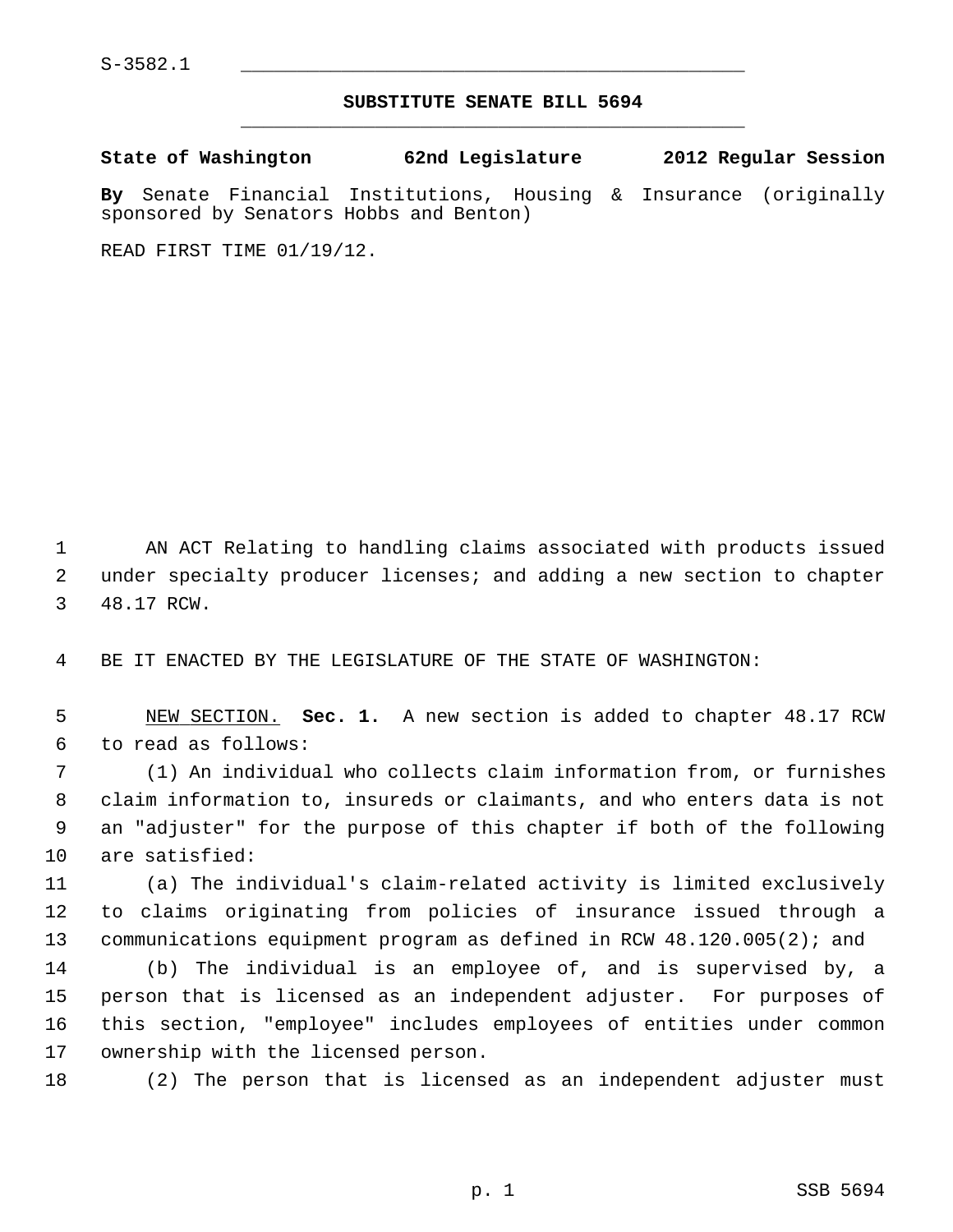S-3582.1

# SUBSTITUTE SENATE BILL 5694

**State of Washington 62nd Legislature 2012 Regular Session**

**By** Senate Financial Institutions, Housing & Insurance (originally sponsored by Senators Hobbs and Benton)

READ FIRST TIME 01/19/12.

AN ACT Relating to handling claims associated with products issued under specialty producer licenses; and adding a new section to chapter 48.17 RCW.

BE IT ENACTED BY THE LEGISLATURE OF THE STATE OF WASHINGTON:

NEW SECTION. **Sec. 1.** A new section is added to chapter 48.17 RCW to read as follows:

(1) An individual who collects claim information from, or furnishes claim information to, insureds or claimants, and who enters data is not an "adjuster" for the purpose of this chapter if both of the following are satisfied:

(a) The individual's claim-related activity is limited exclusively to claims originating from policies of insurance issued through a communications equipment program as defined in RCW 48.120.005(2); and

(b) The individual is an employee of, and is supervised by, a person that is licensed as an independent adjuster. For purposes of this section, "employee" includes employees of entities under common ownership with the licensed person.

(2) The person that is licensed as an independent adjuster must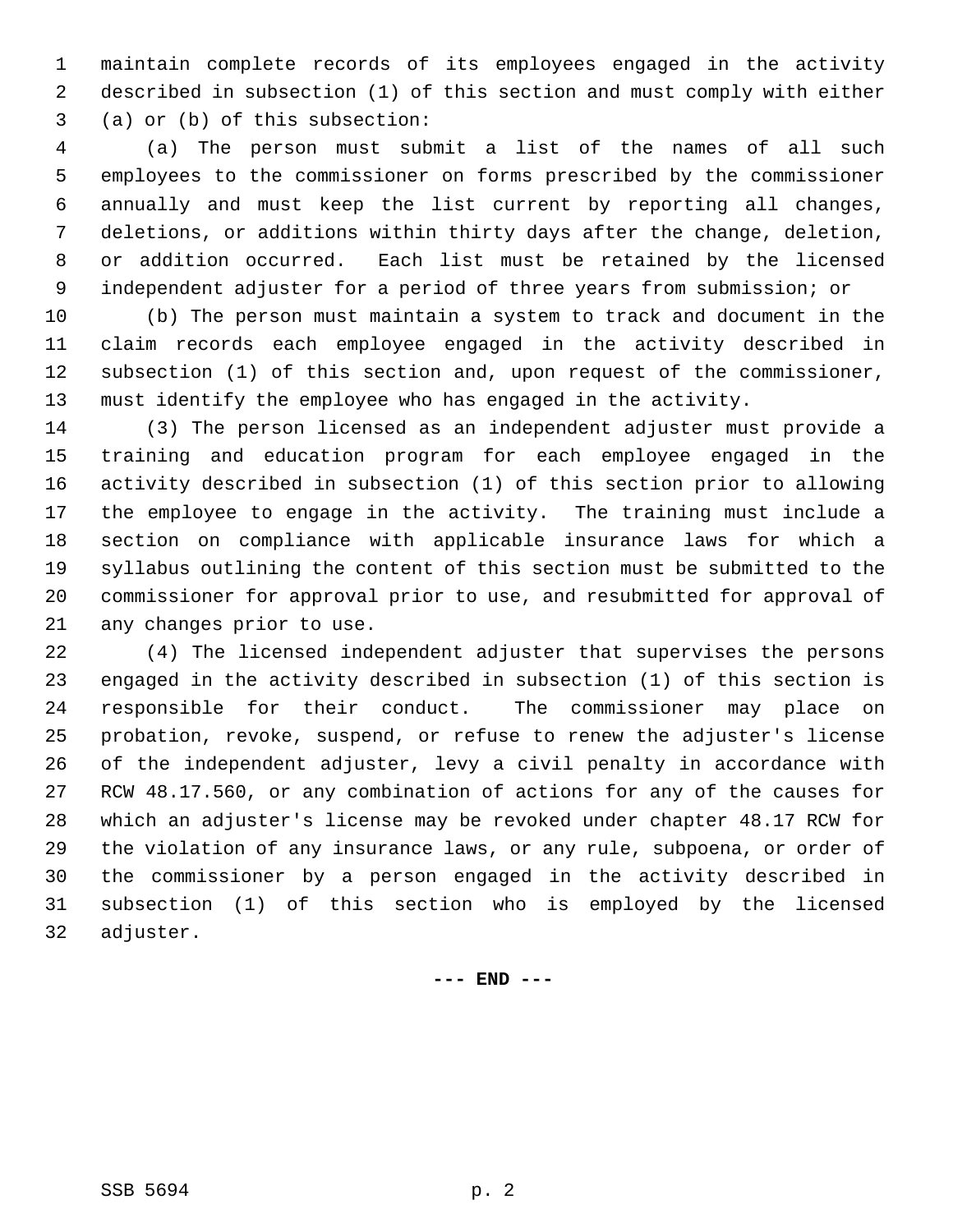maintain complete records of its employees engaged in the activity described in subsection (1) of this section and must comply with either (a) or (b) of this subsection:

(a) The person must submit a list of the names of all such employees to the commissioner on forms prescribed by the commissioner annually and must keep the list current by reporting all changes, deletions, or additions within thirty days after the change, deletion, or addition occurred. Each list must be retained by the licensed independent adjuster for a period of three years from submission; or

(b) The person must maintain a system to track and document in the claim records each employee engaged in the activity described in subsection (1) of this section and, upon request of the commissioner, must identify the employee who has engaged in the activity.

(3) The person licensed as an independent adjuster must provide a training and education program for each employee engaged in the activity described in subsection (1) of this section prior to allowing the employee to engage in the activity. The training must include a section on compliance with applicable insurance laws for which a syllabus outlining the content of this section must be submitted to the commissioner for approval prior to use, and resubmitted for approval of any changes prior to use.

(4) The licensed independent adjuster that supervises the persons engaged in the activity described in subsection (1) of this section is responsible for their conduct. The commissioner may place on probation, revoke, suspend, or refuse to renew the adjuster's license of the independent adjuster, levy a civil penalty in accordance with RCW 48.17.560, or any combination of actions for any of the causes for which an adjuster's license may be revoked under chapter 48.17 RCW for the violation of any insurance laws, or any rule, subpoena, or order of the commissioner by a person engaged in the activity described in subsection (1) of this section who is employed by the licensed adjuster.

**--- END ---**